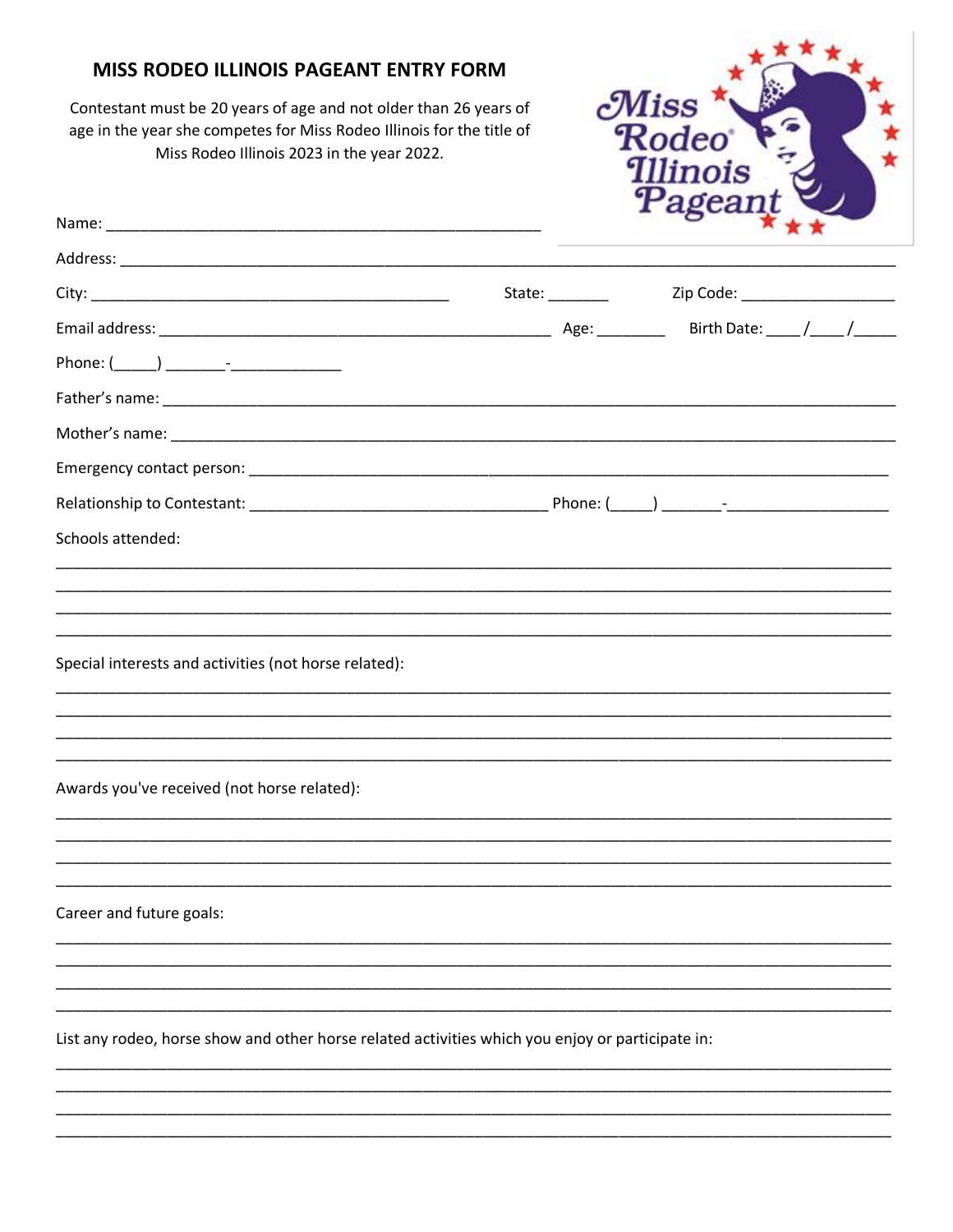# MISS RODEO ILLINOIS PAGEANT ENTRY FORM

Contestant must be 20 years of age and not older than 26 years of age in the year she competes for Miss Rodeo Illinois for the title of Miss Rodeo Illinois 2023 in the year 2022.

Name: ___________________________________________________

Address: _______________________________________________________________________________________

City: __________________________________________ State: _______ Zip Code: __________________

Email address: _____________________________________________ Age: ________ Birth Date: ____/____/_____

Phone: (_____) _______-_____________

Father's name: ___________________________________________________________________________________

Mother's name: __________________________________________________________________________________

Emergency contact person: ___________________________________________________________________________

Relationship to Contestant: __________________________________ Phone: (_____) _______-__________________

Schools attended:

_______________________________________________________________________________________________

_______________________________________________________________________________________________

_______________________________________________________________________________________________

_______________________________________________________________________________________________

Special interests and activities (not horse related):

_______________________________________________________________________________________________

_______________________________________________________________________________________________

_______________________________________________________________________________________________

_______________________________________________________________________________________________

Awards you've received (not horse related):

_______________________________________________________________________________________________

_______________________________________________________________________________________________

_______________________________________________________________________________________________

_______________________________________________________________________________________________

Career and future goals:

_______________________________________________________________________________________________

_______________________________________________________________________________________________

_______________________________________________________________________________________________

_______________________________________________________________________________________________

List any rodeo, horse show and other horse related activities which you enjoy or participate in:

_______________________________________________________________________________________________

_______________________________________________________________________________________________

_______________________________________________________________________________________________

_______________________________________________________________________________________________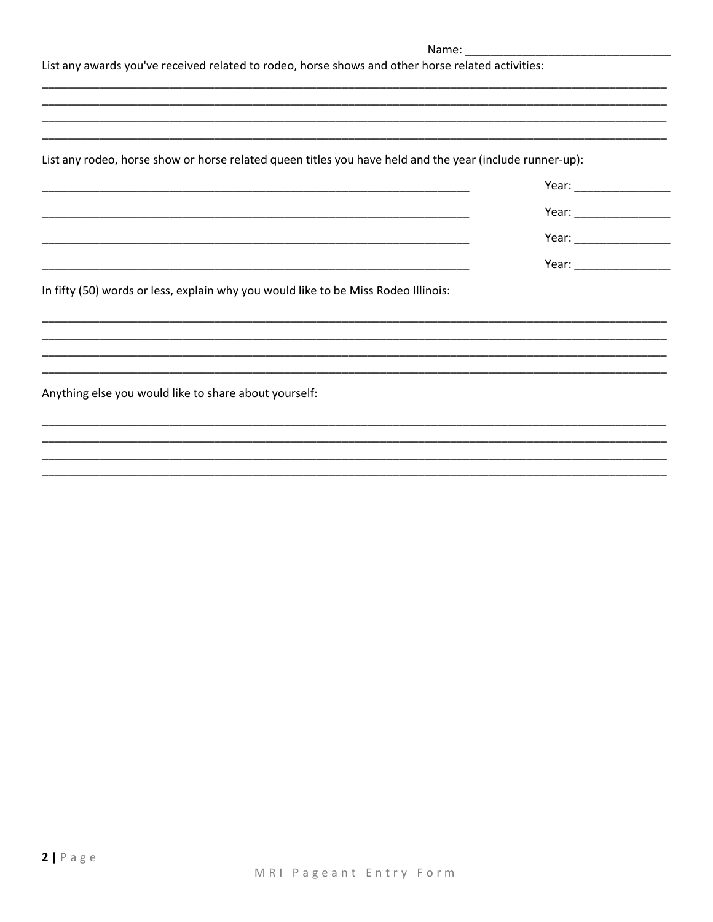Name: ________________________________

List any awards you've received related to rodeo, horse shows and other horse related activities:

____________________________________________________________________________________________

____________________________________________________________________________________________

____________________________________________________________________________________________

____________________________________________________________________________________________

List any rodeo, horse show or horse related queen titles you have held and the year (include runner-up):

_______________________________________________________________ Year: _______________

_______________________________________________________________ Year: _______________

_______________________________________________________________ Year: _______________

_______________________________________________________________ Year: _______________

In fifty (50) words or less, explain why you would like to be Miss Rodeo Illinois:

____________________________________________________________________________________________

____________________________________________________________________________________________

____________________________________________________________________________________________

____________________________________________________________________________________________

Anything else you would like to share about yourself:

____________________________________________________________________________________________

____________________________________________________________________________________________

____________________________________________________________________________________________

____________________________________________________________________________________________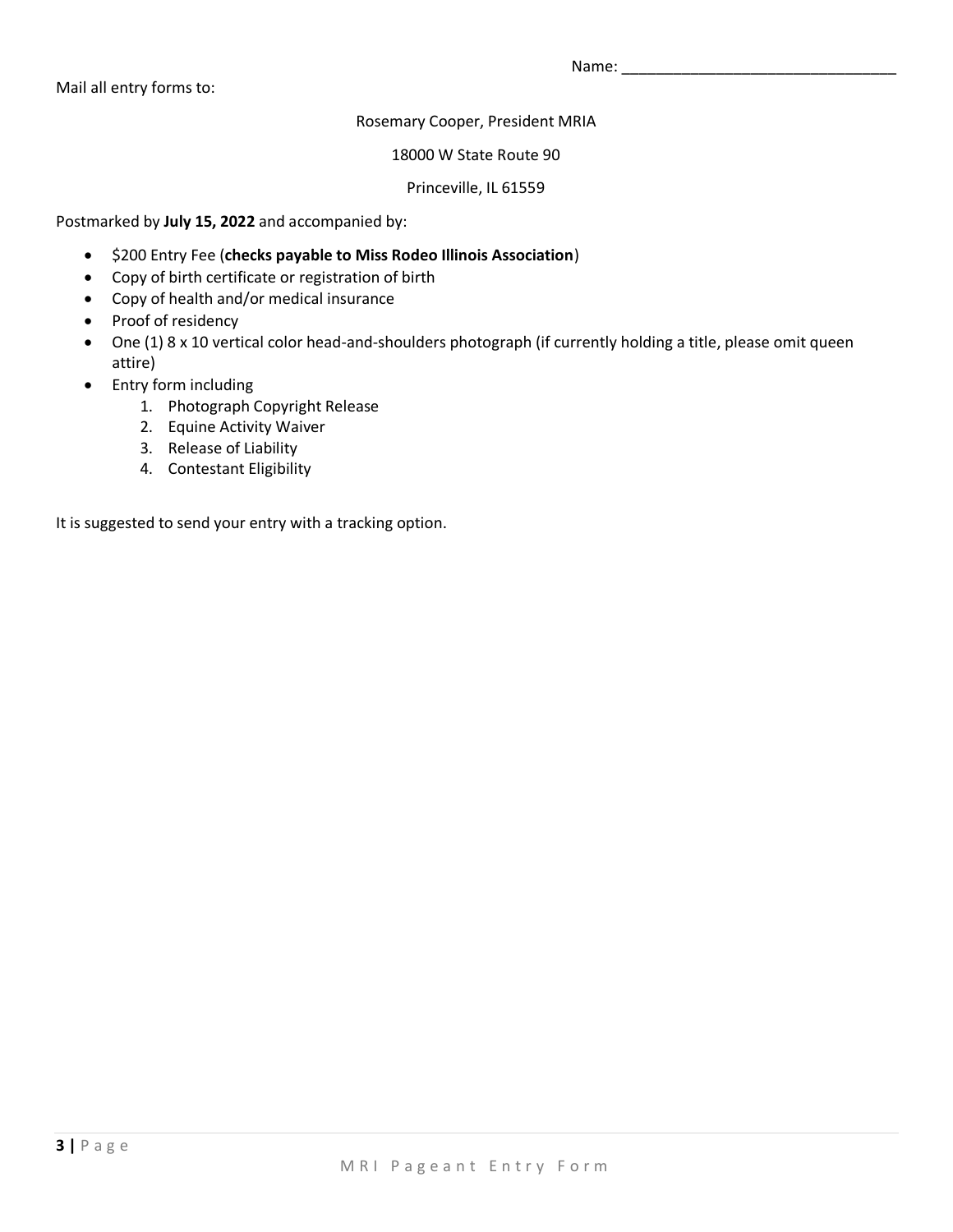Name: ________________________________

Mail all entry forms to:

Rosemary Cooper, President MRIA

18000 W State Route 90

Princeville, IL 61559

Postmarked by **July 15, 2022** and accompanied by:

- $200 Entry Fee (**checks payable to Miss Rodeo Illinois Association**)
- Copy of birth certificate or registration of birth
- Copy of health and/or medical insurance
- Proof of residency
- One (1) 8 x 10 vertical color head-and-shoulders photograph (if currently holding a title, please omit queen attire)
- Entry form including
    1. Photograph Copyright Release
    2. Equine Activity Waiver
    3. Release of Liability
    4. Contestant Eligibility

It is suggested to send your entry with a tracking option.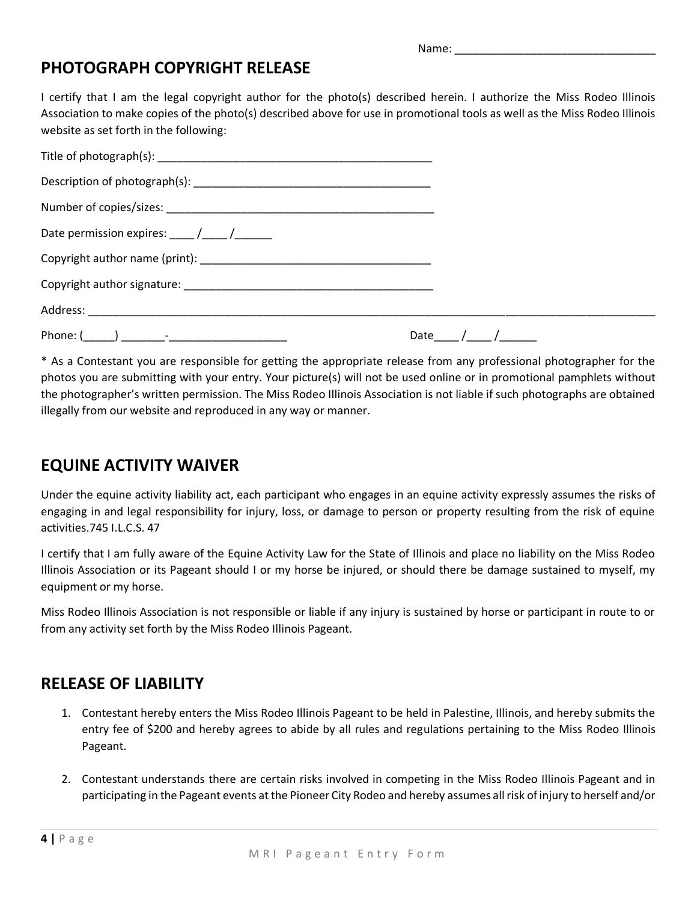Name: ________________________________

## PHOTOGRAPH COPYRIGHT RELEASE

I certify that I am the legal copyright author for the photo(s) described herein. I authorize the Miss Rodeo Illinois Association to make copies of the photo(s) described above for use in promotional tools as well as the Miss Rodeo Illinois website as set forth in the following:

Title of photograph(s): ____________________________________________

Description of photograph(s): ______________________________________

Number of copies/sizes: ___________________________________________

Date permission expires: ____ /____ /______

Copyright author name (print): _____________________________________

Copyright author signature: ________________________________________

Address: ______________________________________________________________________________________________

Phone: (_____) _______-___________________ Date____ /____ /______

* As a Contestant you are responsible for getting the appropriate release from any professional photographer for the photos you are submitting with your entry. Your picture(s) will not be used online or in promotional pamphlets without the photographer's written permission. The Miss Rodeo Illinois Association is not liable if such photographs are obtained illegally from our website and reproduced in any way or manner.

## EQUINE ACTIVITY WAIVER

Under the equine activity liability act, each participant who engages in an equine activity expressly assumes the risks of engaging in and legal responsibility for injury, loss, or damage to person or property resulting from the risk of equine activities.745 I.L.C.S. 47

I certify that I am fully aware of the Equine Activity Law for the State of Illinois and place no liability on the Miss Rodeo Illinois Association or its Pageant should I or my horse be injured, or should there be damage sustained to myself, my equipment or my horse.

Miss Rodeo Illinois Association is not responsible or liable if any injury is sustained by horse or participant in route to or from any activity set forth by the Miss Rodeo Illinois Pageant.

## RELEASE OF LIABILITY

1. Contestant hereby enters the Miss Rodeo Illinois Pageant to be held in Palestine, Illinois, and hereby submits the entry fee of $200 and hereby agrees to abide by all rules and regulations pertaining to the Miss Rodeo Illinois Pageant.

2. Contestant understands there are certain risks involved in competing in the Miss Rodeo Illinois Pageant and in participating in the Pageant events at the Pioneer City Rodeo and hereby assumes all risk of injury to herself and/or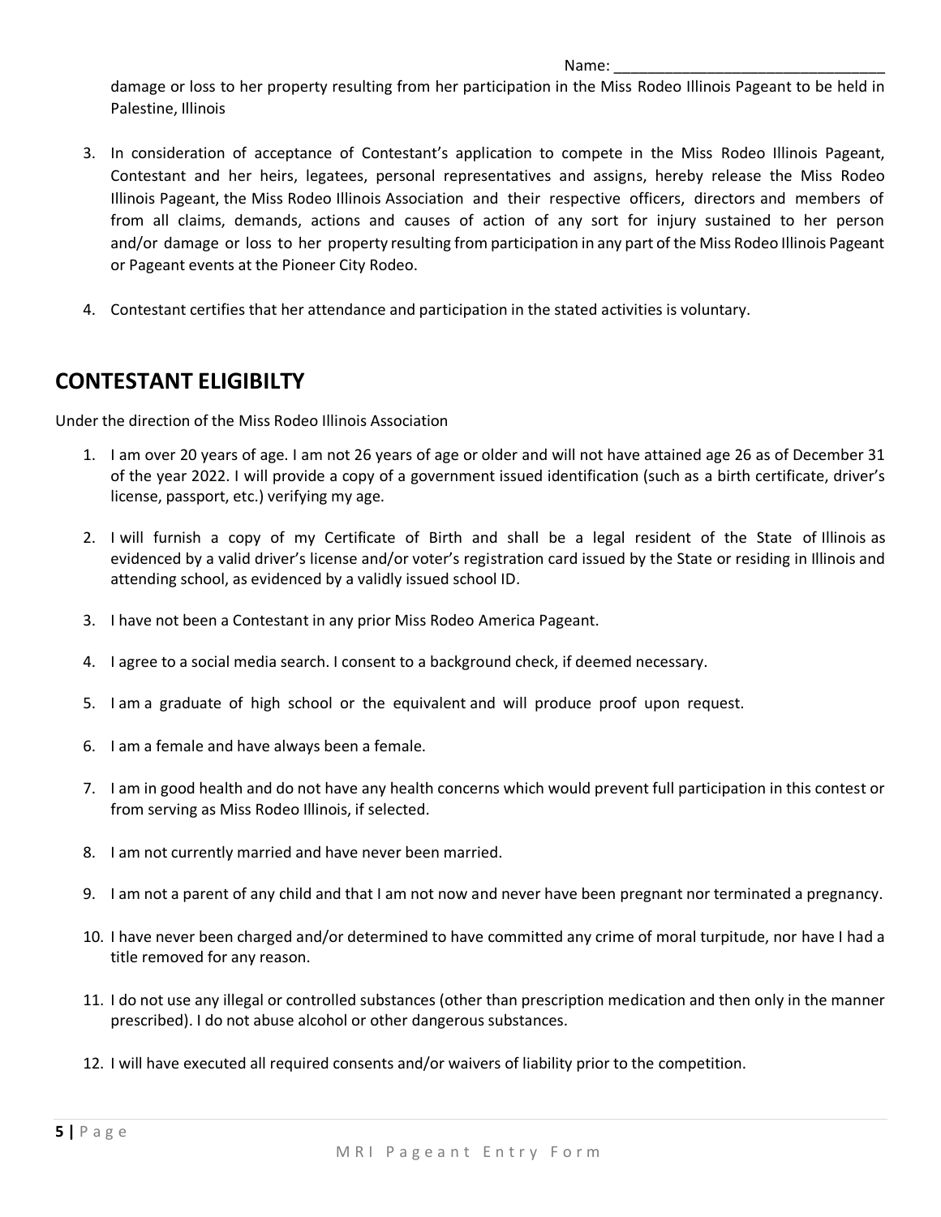Name: ________________________________

damage or loss to her property resulting from her participation in the Miss Rodeo Illinois Pageant to be held in Palestine, Illinois

3. In consideration of acceptance of Contestant's application to compete in the Miss Rodeo Illinois Pageant, Contestant and her heirs, legatees, personal representatives and assigns, hereby release the Miss Rodeo Illinois Pageant, the Miss Rodeo Illinois Association and their respective officers, directors and members of from all claims, demands, actions and causes of action of any sort for injury sustained to her person and/or damage or loss to her property resulting from participation in any part of the Miss Rodeo Illinois Pageant or Pageant events at the Pioneer City Rodeo.

4. Contestant certifies that her attendance and participation in the stated activities is voluntary.

## CONTESTANT ELIGIBILTY

Under the direction of the Miss Rodeo Illinois Association

1. I am over 20 years of age. I am not 26 years of age or older and will not have attained age 26 as of December 31 of the year 2022. I will provide a copy of a government issued identification (such as a birth certificate, driver's license, passport, etc.) verifying my age.

2. I will furnish a copy of my Certificate of Birth and shall be a legal resident of the State of Illinois as evidenced by a valid driver's license and/or voter's registration card issued by the State or residing in Illinois and attending school, as evidenced by a validly issued school ID.

3. I have not been a Contestant in any prior Miss Rodeo America Pageant.

4. I agree to a social media search. I consent to a background check, if deemed necessary.

5. I am a graduate of high school or the equivalent and will produce proof upon request.

6. I am a female and have always been a female.

7. I am in good health and do not have any health concerns which would prevent full participation in this contest or from serving as Miss Rodeo Illinois, if selected.

8. I am not currently married and have never been married.

9. I am not a parent of any child and that I am not now and never have been pregnant nor terminated a pregnancy.

10. I have never been charged and/or determined to have committed any crime of moral turpitude, nor have I had a title removed for any reason.

11. I do not use any illegal or controlled substances (other than prescription medication and then only in the manner prescribed). I do not abuse alcohol or other dangerous substances.

12. I will have executed all required consents and/or waivers of liability prior to the competition.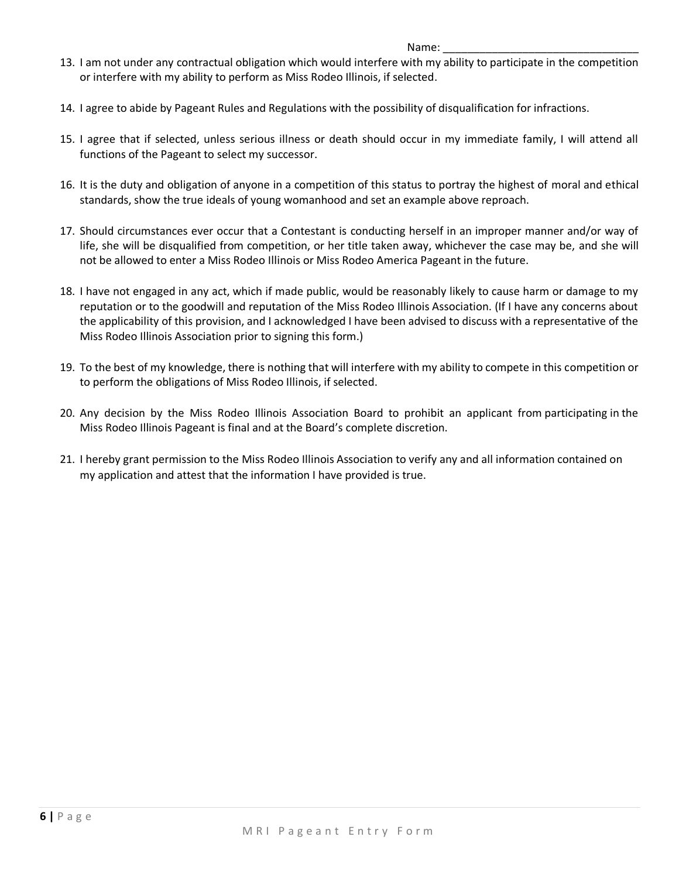Name: ________________________________

13. I am not under any contractual obligation which would interfere with my ability to participate in the competition or interfere with my ability to perform as Miss Rodeo Illinois, if selected.

14. I agree to abide by Pageant Rules and Regulations with the possibility of disqualification for infractions.

15. I agree that if selected, unless serious illness or death should occur in my immediate family, I will attend all functions of the Pageant to select my successor.

16. It is the duty and obligation of anyone in a competition of this status to portray the highest of moral and ethical standards, show the true ideals of young womanhood and set an example above reproach.

17. Should circumstances ever occur that a Contestant is conducting herself in an improper manner and/or way of life, she will be disqualified from competition, or her title taken away, whichever the case may be, and she will not be allowed to enter a Miss Rodeo Illinois or Miss Rodeo America Pageant in the future.

18. I have not engaged in any act, which if made public, would be reasonably likely to cause harm or damage to my reputation or to the goodwill and reputation of the Miss Rodeo Illinois Association. (If I have any concerns about the applicability of this provision, and I acknowledged I have been advised to discuss with a representative of the Miss Rodeo Illinois Association prior to signing this form.)

19. To the best of my knowledge, there is nothing that will interfere with my ability to compete in this competition or to perform the obligations of Miss Rodeo Illinois, if selected.

20. Any decision by the Miss Rodeo Illinois Association Board to prohibit an applicant from participating in the Miss Rodeo Illinois Pageant is final and at the Board's complete discretion.

21. I hereby grant permission to the Miss Rodeo Illinois Association to verify any and all information contained on my application and attest that the information I have provided is true.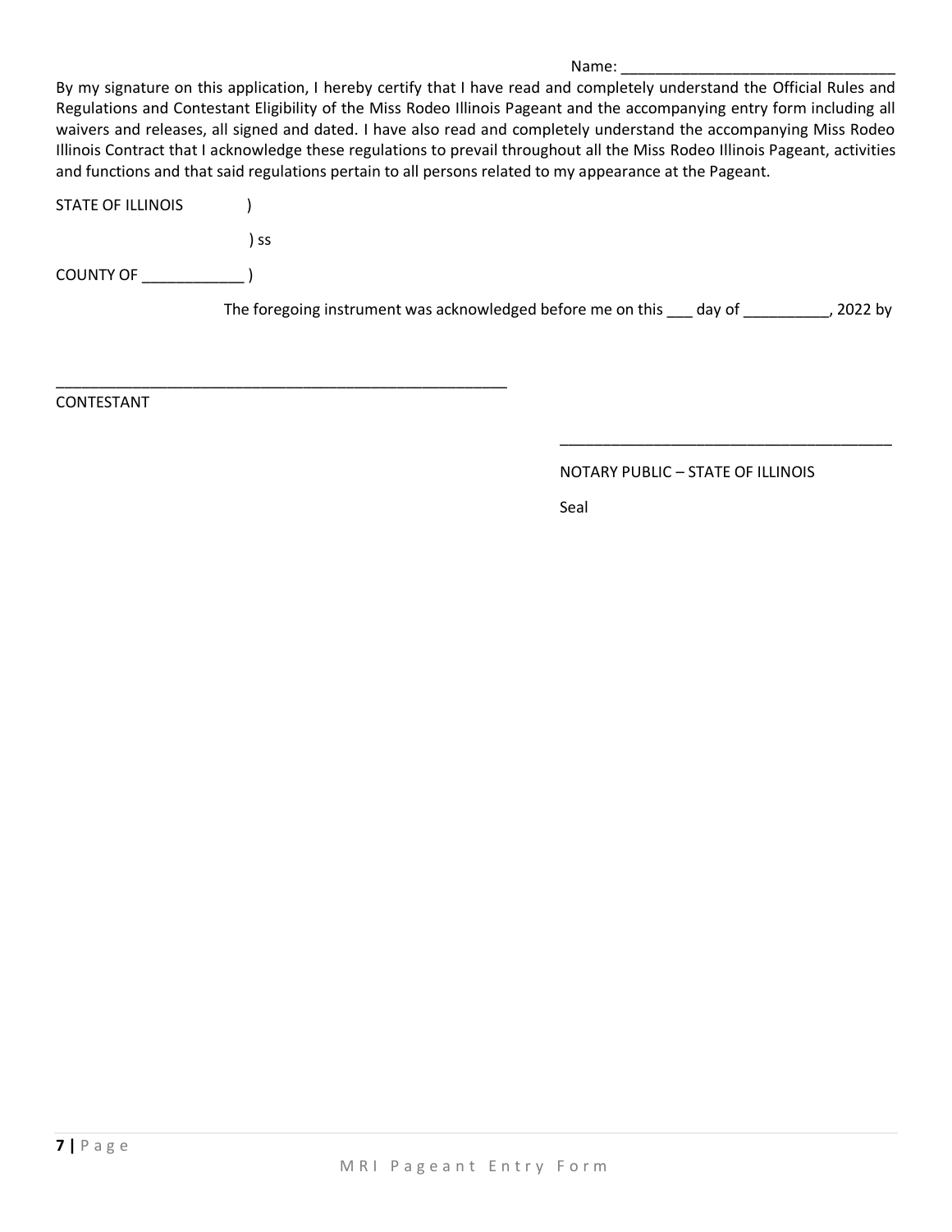Name: ________________________________

By my signature on this application, I hereby certify that I have read and completely understand the Official Rules and Regulations and Contestant Eligibility of the Miss Rodeo Illinois Pageant and the accompanying entry form including all waivers and releases, all signed and dated. I have also read and completely understand the accompanying Miss Rodeo Illinois Contract that I acknowledge these regulations to prevail throughout all the Miss Rodeo Illinois Pageant, activities and functions and that said regulations pertain to all persons related to my appearance at the Pageant.

STATE OF ILLINOIS )

) ss

COUNTY OF ____________ )

The foregoing instrument was acknowledged before me on this ___ day of __________, 2022 by

________________________________________________________

CONTESTANT

________________________________________

NOTARY PUBLIC – STATE OF ILLINOIS

Seal